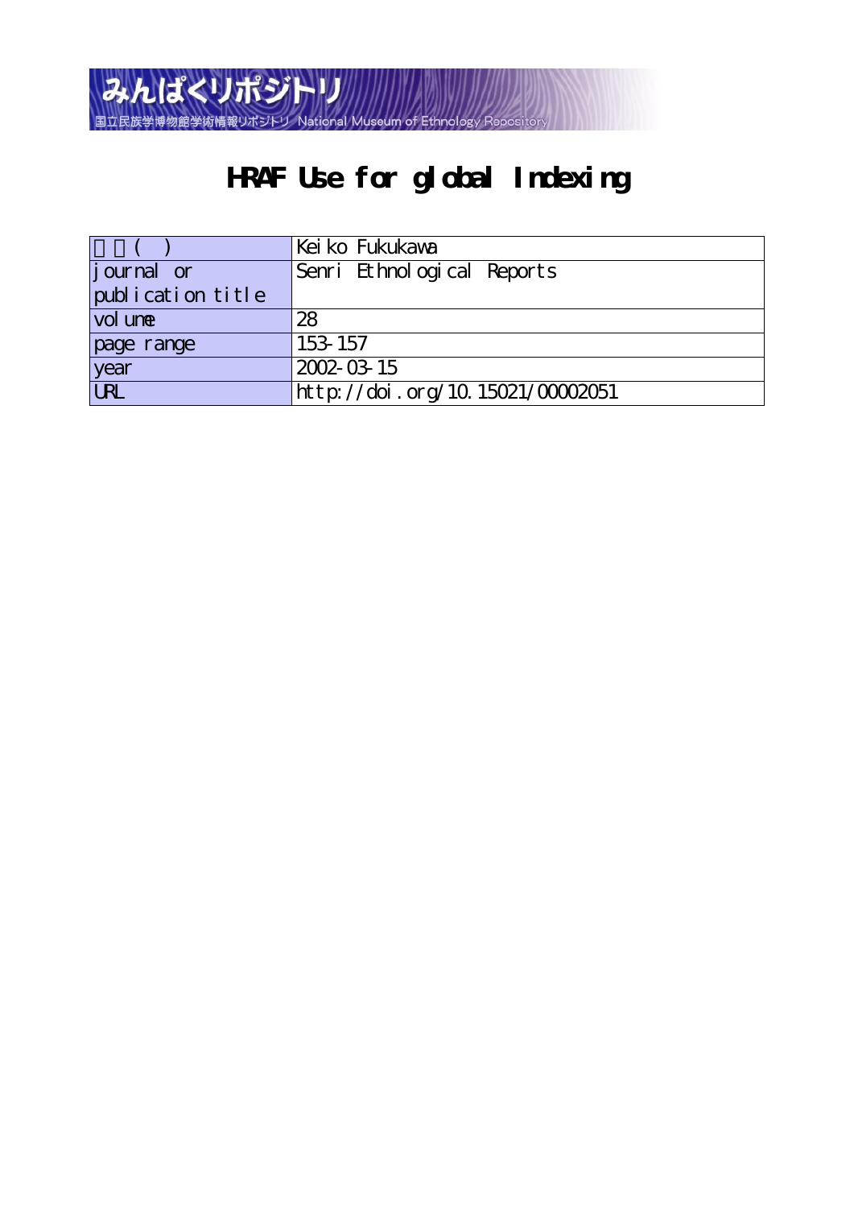# HRAF Use for global Indexing

| 著者(英) | Keiko Fukukawa |
| --- | --- |
| journal or publication title | Senri Ethnological Reports |
| volume | 28 |
| page range | 153-157 |
| year | 2002-03-15 |
| URL | http://doi.org/10.15021/00002051 |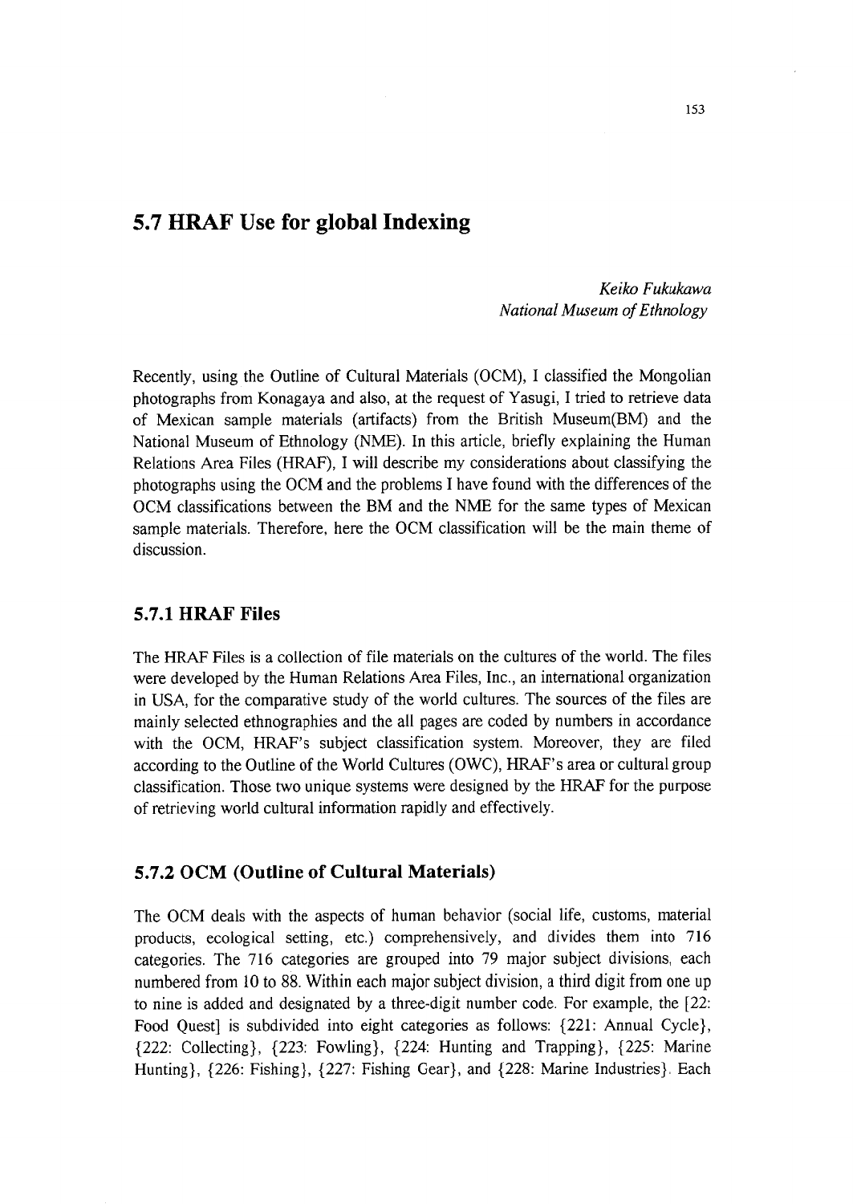## 5.7 HRAF Use for global Indexing

*Keiko Fukukawa*
*National Museum of Ethnology*

Recently, using the Outline of Cultural Materials (OCM), I classified the Mongolian photographs from Konagaya and also, at the request of Yasugi, I tried to retrieve data of Mexican sample materials (artifacts) from the British Museum(BM) and the National Museum of Ethnology (NME). In this article, briefly explaining the Human Relations Area Files (HRAF), I will describe my considerations about classifying the photographs using the OCM and the problems I have found with the differences of the OCM classifications between the BM and the NME for the same types of Mexican sample materials. Therefore, here the OCM classification will be the main theme of discussion.

### 5.7.1 HRAF Files

The HRAF Files is a collection of file materials on the cultures of the world. The files were developed by the Human Relations Area Files, Inc., an international organization in USA, for the comparative study of the world cultures. The sources of the files are mainly selected ethnographies and the all pages are coded by numbers in accordance with the OCM, HRAF's subject classification system. Moreover, they are filed according to the Outline of the World Cultures (OWC), HRAF's area or cultural group classification. Those two unique systems were designed by the HRAF for the purpose of retrieving world cultural information rapidly and effectively.

### 5.7.2 OCM (Outline of Cultural Materials)

The OCM deals with the aspects of human behavior (social life, customs, material products, ecological setting, etc.) comprehensively, and divides them into 716 categories. The 716 categories are grouped into 79 major subject divisions, each numbered from 10 to 88. Within each major subject division, a third digit from one up to nine is added and designated by a three-digit number code. For example, the [22: Food Quest] is subdivided into eight categories as follows: {221: Annual Cycle}, {222: Collecting}, {223: Fowling}, {224: Hunting and Trapping}, {225: Marine Hunting}, {226: Fishing}, {227: Fishing Gear}, and {228: Marine Industries}. Each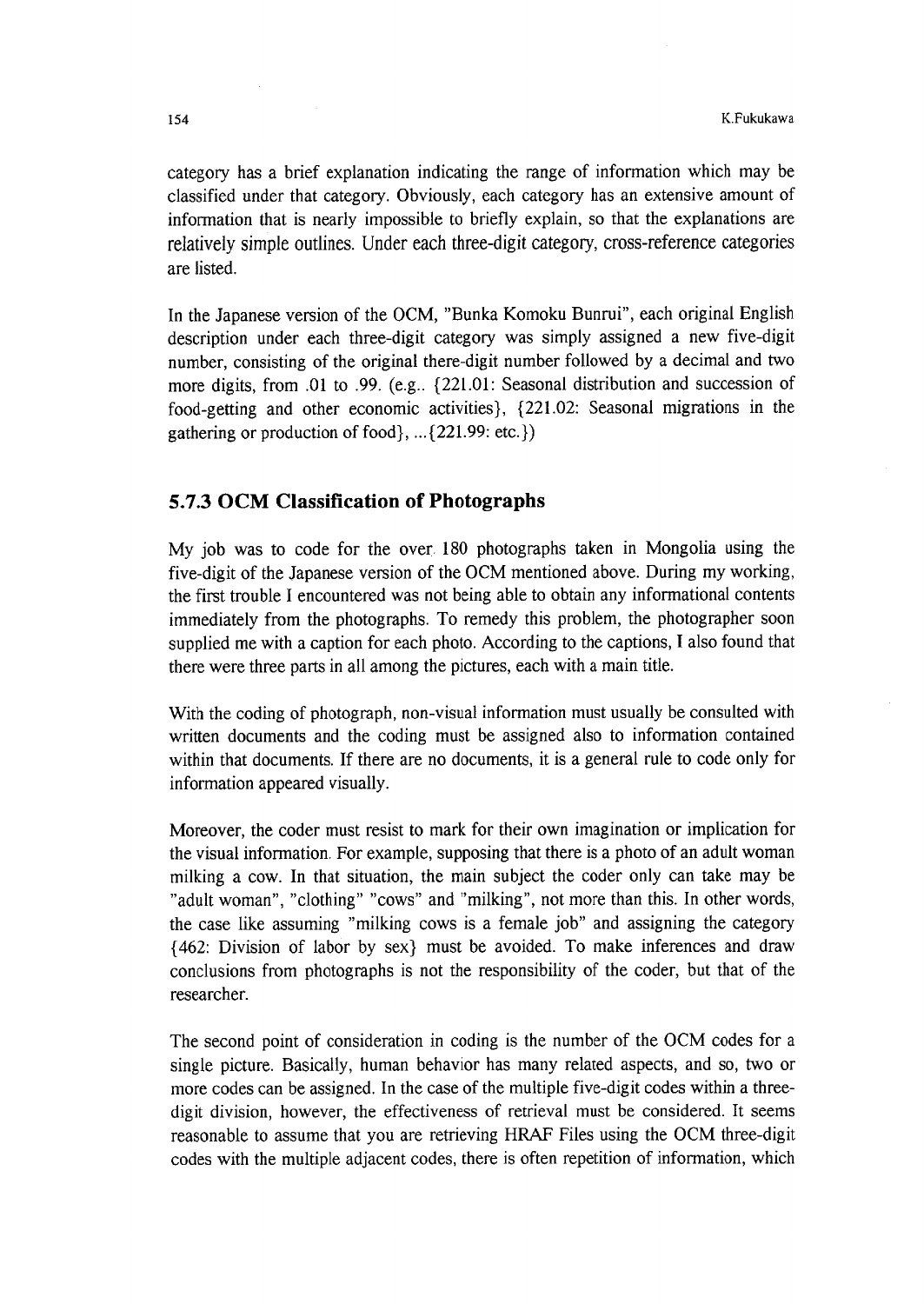category has a brief explanation indicating the range of information which may be classified under that category. Obviously, each category has an extensive amount of information that is nearly impossible to briefly explain, so that the explanations are relatively simple outlines. Under each three-digit category, cross-reference categories are listed.

In the Japanese version of the OCM, "Bunka Komoku Bunrui", each original English description under each three-digit category was simply assigned a new five-digit number, consisting of the original there-digit number followed by a decimal and two more digits, from .01 to .99. (e.g.. {221.01: Seasonal distribution and succession of food-getting and other economic activities}, {221.02: Seasonal migrations in the gathering or production of food}, ...{221.99: etc.})

### 5.7.3 OCM Classification of Photographs

My job was to code for the over 180 photographs taken in Mongolia using the five-digit of the Japanese version of the OCM mentioned above. During my working, the first trouble I encountered was not being able to obtain any informational contents immediately from the photographs. To remedy this problem, the photographer soon supplied me with a caption for each photo. According to the captions, I also found that there were three parts in all among the pictures, each with a main title.

With the coding of photograph, non-visual information must usually be consulted with written documents and the coding must be assigned also to information contained within that documents. If there are no documents, it is a general rule to code only for information appeared visually.

Moreover, the coder must resist to mark for their own imagination or implication for the visual information. For example, supposing that there is a photo of an adult woman milking a cow. In that situation, the main subject the coder only can take may be "adult woman", "clothing" "cows" and "milking", not more than this. In other words, the case like assuming "milking cows is a female job" and assigning the category {462: Division of labor by sex} must be avoided. To make inferences and draw conclusions from photographs is not the responsibility of the coder, but that of the researcher.

The second point of consideration in coding is the number of the OCM codes for a single picture. Basically, human behavior has many related aspects, and so, two or more codes can be assigned. In the case of the multiple five-digit codes within a three-digit division, however, the effectiveness of retrieval must be considered. It seems reasonable to assume that you are retrieving HRAF Files using the OCM three-digit codes with the multiple adjacent codes, there is often repetition of information, which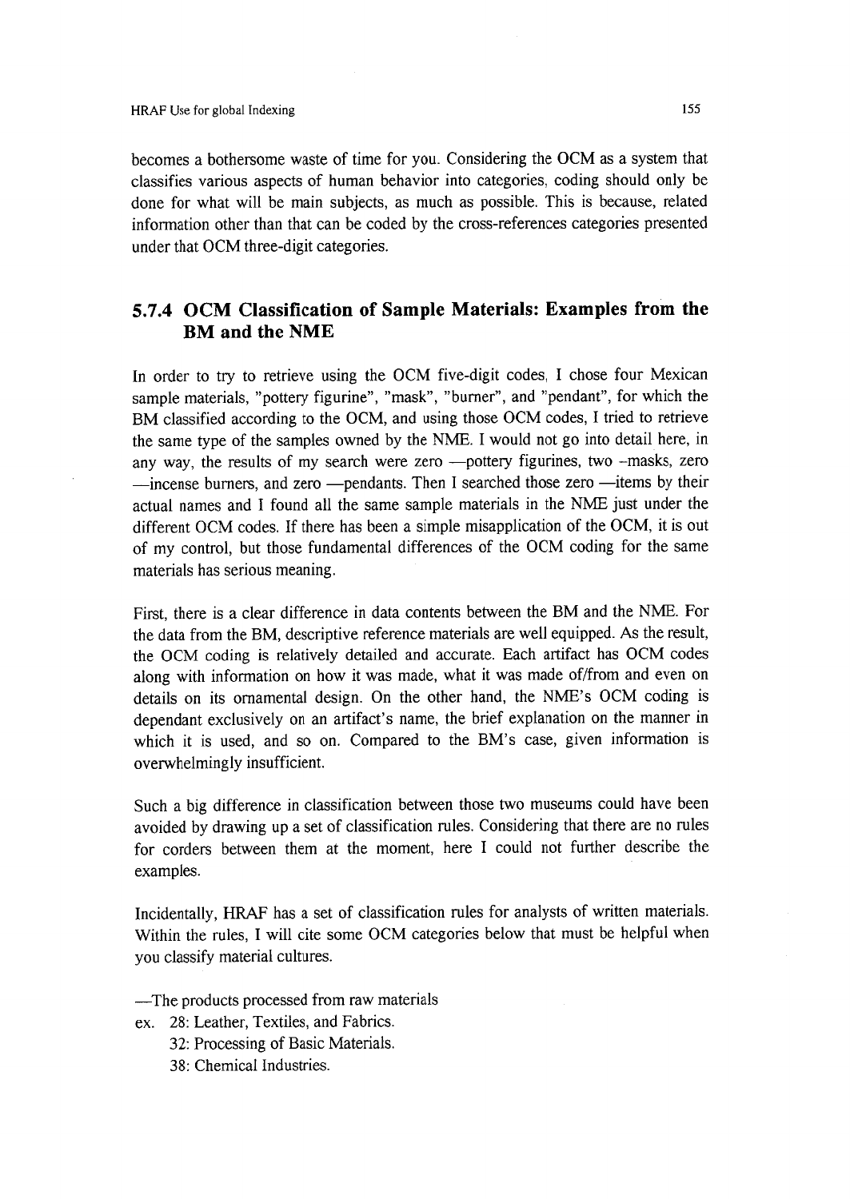becomes a bothersome waste of time for you. Considering the OCM as a system that classifies various aspects of human behavior into categories, coding should only be done for what will be main subjects, as much as possible. This is because, related information other than that can be coded by the cross-references categories presented under that OCM three-digit categories.

## 5.7.4 OCM Classification of Sample Materials: Examples from the BM and the NME

In order to try to retrieve using the OCM five-digit codes, I chose four Mexican sample materials, "pottery figurine", "mask", "burner", and "pendant", for which the BM classified according to the OCM, and using those OCM codes, I tried to retrieve the same type of the samples owned by the NME. I would not go into detail here, in any way, the results of my search were zero —pottery figurines, two –masks, zero —incense burners, and zero —pendants. Then I searched those zero —items by their actual names and I found all the same sample materials in the NME just under the different OCM codes. If there has been a simple misapplication of the OCM, it is out of my control, but those fundamental differences of the OCM coding for the same materials has serious meaning.

First, there is a clear difference in data contents between the BM and the NME. For the data from the BM, descriptive reference materials are well equipped. As the result, the OCM coding is relatively detailed and accurate. Each artifact has OCM codes along with information on how it was made, what it was made of/from and even on details on its ornamental design. On the other hand, the NME's OCM coding is dependant exclusively on an artifact's name, the brief explanation on the manner in which it is used, and so on. Compared to the BM's case, given information is overwhelmingly insufficient.

Such a big difference in classification between those two museums could have been avoided by drawing up a set of classification rules. Considering that there are no rules for corders between them at the moment, here I could not further describe the examples.

Incidentally, HRAF has a set of classification rules for analysts of written materials. Within the rules, I will cite some OCM categories below that must be helpful when you classify material cultures.

—The products processed from raw materials

ex. 28: Leather, Textiles, and Fabrics.
    32: Processing of Basic Materials.
    38: Chemical Industries.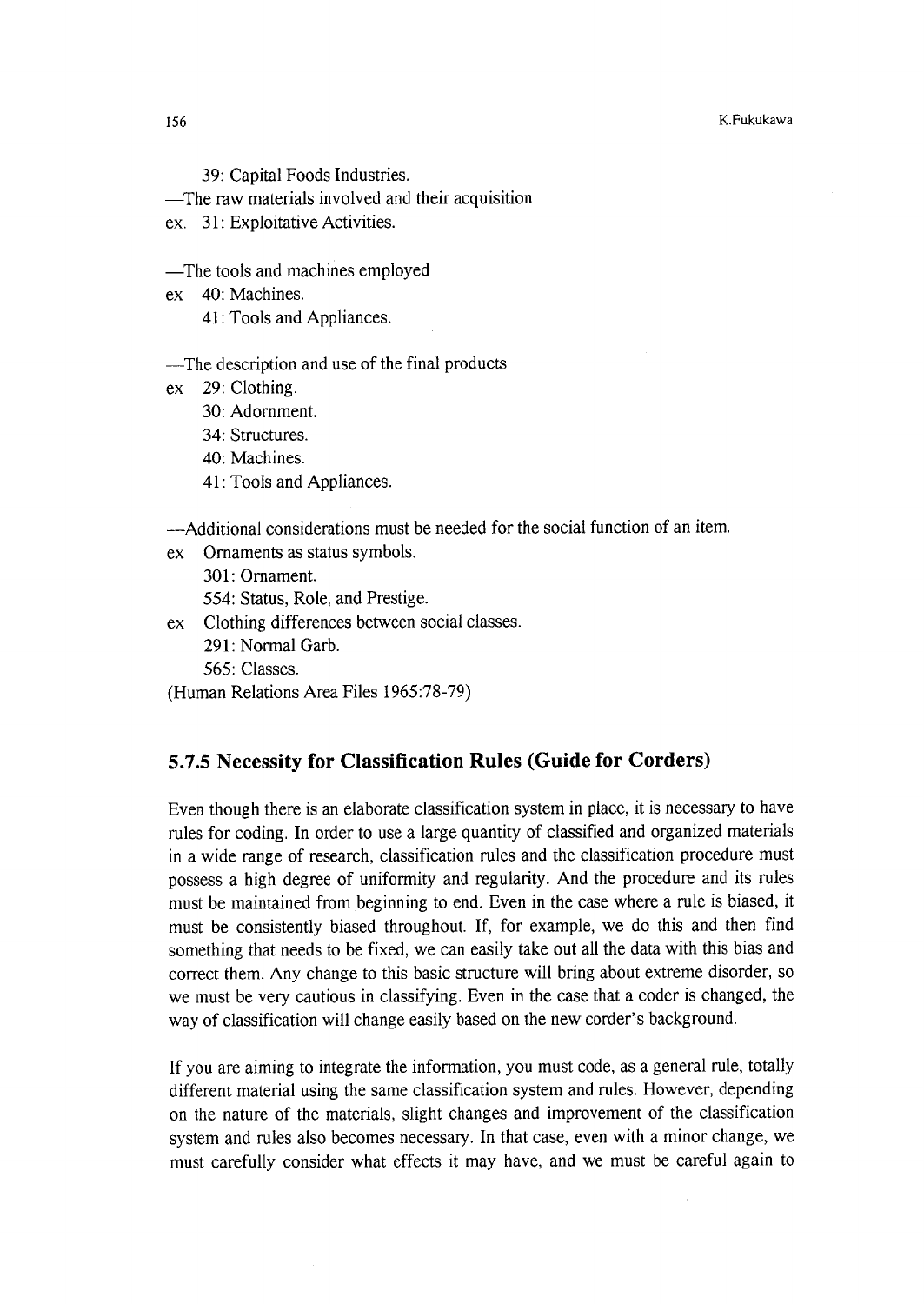39: Capital Foods Industries.

—The raw materials involved and their acquisition

ex. 31: Exploitative Activities.

—The tools and machines employed

ex 40: Machines.

41: Tools and Appliances.

—The description and use of the final products

ex 29: Clothing.

30: Adornment.

34: Structures.

40: Machines.

41: Tools and Appliances.

—Additional considerations must be needed for the social function of an item.

ex Ornaments as status symbols.

301: Ornament.

554: Status, Role, and Prestige.

ex Clothing differences between social classes.

291: Normal Garb.

565: Classes.

(Human Relations Area Files 1965:78-79)

### 5.7.5 Necessity for Classification Rules (Guide for Corders)

Even though there is an elaborate classification system in place, it is necessary to have rules for coding. In order to use a large quantity of classified and organized materials in a wide range of research, classification rules and the classification procedure must possess a high degree of uniformity and regularity. And the procedure and its rules must be maintained from beginning to end. Even in the case where a rule is biased, it must be consistently biased throughout. If, for example, we do this and then find something that needs to be fixed, we can easily take out all the data with this bias and correct them. Any change to this basic structure will bring about extreme disorder, so we must be very cautious in classifying. Even in the case that a coder is changed, the way of classification will change easily based on the new corder's background.

If you are aiming to integrate the information, you must code, as a general rule, totally different material using the same classification system and rules. However, depending on the nature of the materials, slight changes and improvement of the classification system and rules also becomes necessary. In that case, even with a minor change, we must carefully consider what effects it may have, and we must be careful again to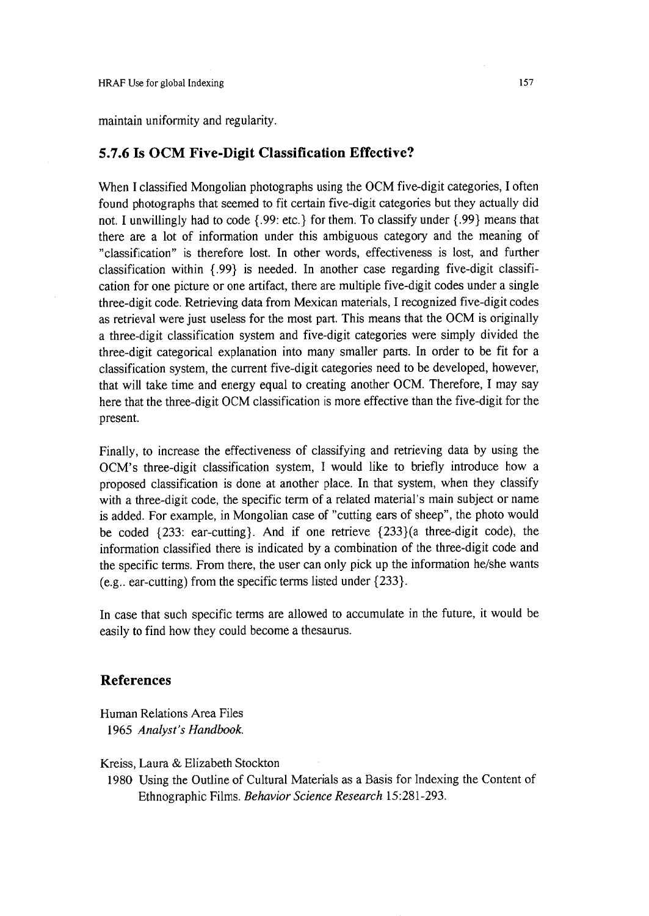maintain uniformity and regularity.

### 5.7.6 Is OCM Five-Digit Classification Effective?

When I classified Mongolian photographs using the OCM five-digit categories, I often found photographs that seemed to fit certain five-digit categories but they actually did not. I unwillingly had to code {.99: etc.} for them. To classify under {.99} means that there are a lot of information under this ambiguous category and the meaning of "classification" is therefore lost. In other words, effectiveness is lost, and further classification within {.99} is needed. In another case regarding five-digit classification for one picture or one artifact, there are multiple five-digit codes under a single three-digit code. Retrieving data from Mexican materials, I recognized five-digit codes as retrieval were just useless for the most part. This means that the OCM is originally a three-digit classification system and five-digit categories were simply divided the three-digit categorical explanation into many smaller parts. In order to be fit for a classification system, the current five-digit categories need to be developed, however, that will take time and energy equal to creating another OCM. Therefore, I may say here that the three-digit OCM classification is more effective than the five-digit for the present.

Finally, to increase the effectiveness of classifying and retrieving data by using the OCM's three-digit classification system, I would like to briefly introduce how a proposed classification is done at another place. In that system, when they classify with a three-digit code, the specific term of a related material's main subject or name is added. For example, in Mongolian case of "cutting ears of sheep", the photo would be coded {233: ear-cutting}. And if one retrieve {233}(a three-digit code), the information classified there is indicated by a combination of the three-digit code and the specific terms. From there, the user can only pick up the information he/she wants (e.g.. ear-cutting) from the specific terms listed under {233}.

In case that such specific terms are allowed to accumulate in the future, it would be easily to find how they could become a thesaurus.

## References

Human Relations Area Files
1965 *Analyst's Handbook.*

Kreiss, Laura & Elizabeth Stockton
1980 Using the Outline of Cultural Materials as a Basis for Indexing the Content of Ethnographic Films. *Behavior Science Research* 15:281-293.